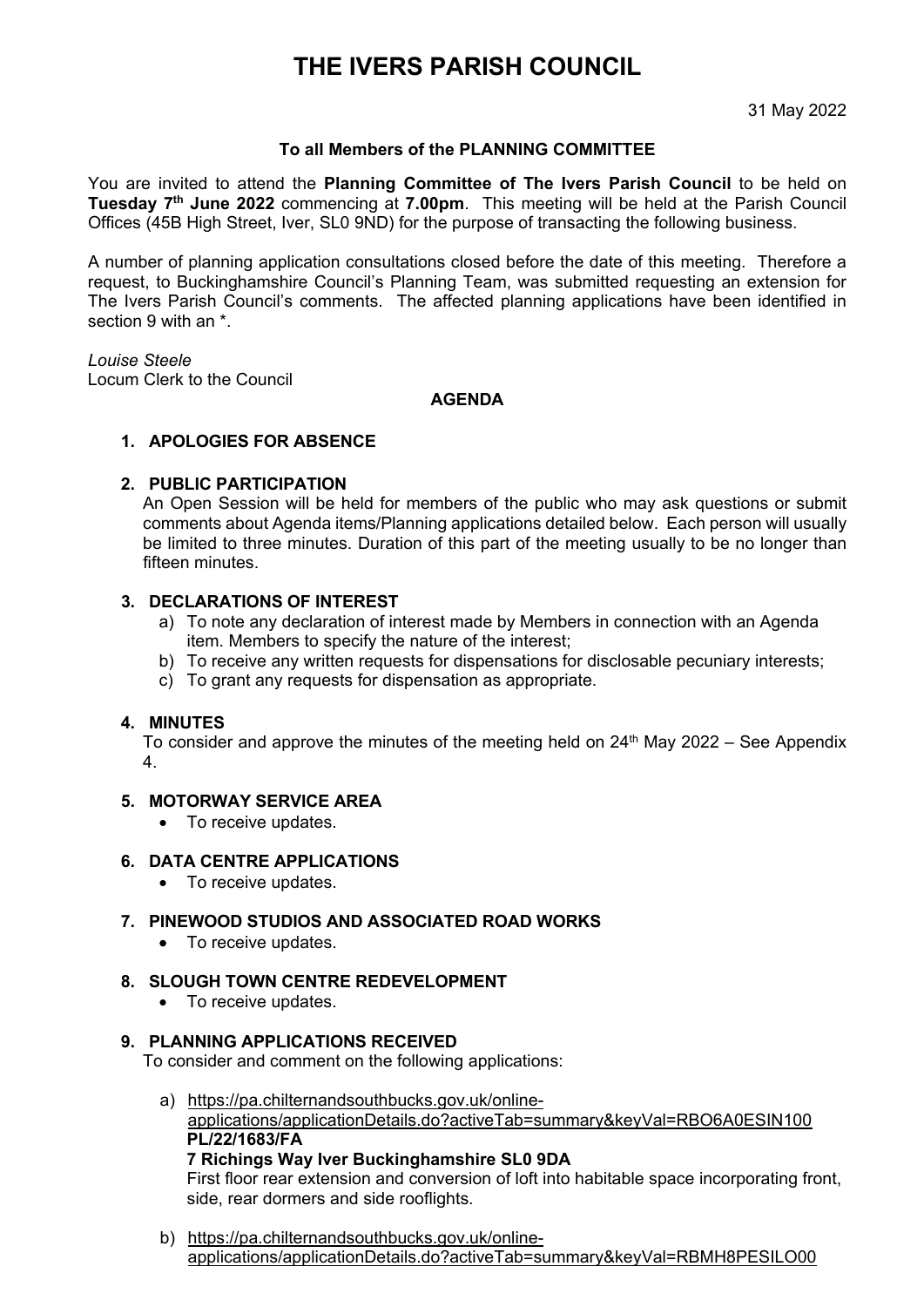# THE IVERS PARISH COUNCIL

31 May 2022

**To all Members of the PLANNING COMMITTEE**

You are invited to attend the **Planning Committee of The Ivers Parish Council** to be held on **Tuesday 7th June 2022** commencing at **7.00pm**. This meeting will be held at the Parish Council Offices (45B High Street, Iver, SL0 9ND) for the purpose of transacting the following business.

A number of planning application consultations closed before the date of this meeting. Therefore a request, to Buckinghamshire Council's Planning Team, was submitted requesting an extension for The Ivers Parish Council's comments. The affected planning applications have been identified in section 9 with an *.

*Louise Steele*
Locum Clerk to the Council

**AGENDA**

**1. APOLOGIES FOR ABSENCE**

**2. PUBLIC PARTICIPATION**

An Open Session will be held for members of the public who may ask questions or submit comments about Agenda items/Planning applications detailed below. Each person will usually be limited to three minutes. Duration of this part of the meeting usually to be no longer than fifteen minutes.

**3. DECLARATIONS OF INTEREST**

a) To note any declaration of interest made by Members in connection with an Agenda item. Members to specify the nature of the interest;
b) To receive any written requests for dispensations for disclosable pecuniary interests;
c) To grant any requests for dispensation as appropriate.

**4. MINUTES**

To consider and approve the minutes of the meeting held on 24th May 2022 – See Appendix 4.

**5. MOTORWAY SERVICE AREA**

- To receive updates.

**6. DATA CENTRE APPLICATIONS**

- To receive updates.

**7. PINEWOOD STUDIOS AND ASSOCIATED ROAD WORKS**

- To receive updates.

**8. SLOUGH TOWN CENTRE REDEVELOPMENT**

- To receive updates.

**9. PLANNING APPLICATIONS RECEIVED**

To consider and comment on the following applications:

a) https://pa.chilternandsouthbucks.gov.uk/online-applications/applicationDetails.do?activeTab=summary&keyVal=RBO6A0ESIN100
**PL/22/1683/FA**
**7 Richings Way Iver Buckinghamshire SL0 9DA**
First floor rear extension and conversion of loft into habitable space incorporating front, side, rear dormers and side rooflights.

b) https://pa.chilternandsouthbucks.gov.uk/online-applications/applicationDetails.do?activeTab=summary&keyVal=RBMH8PESILO00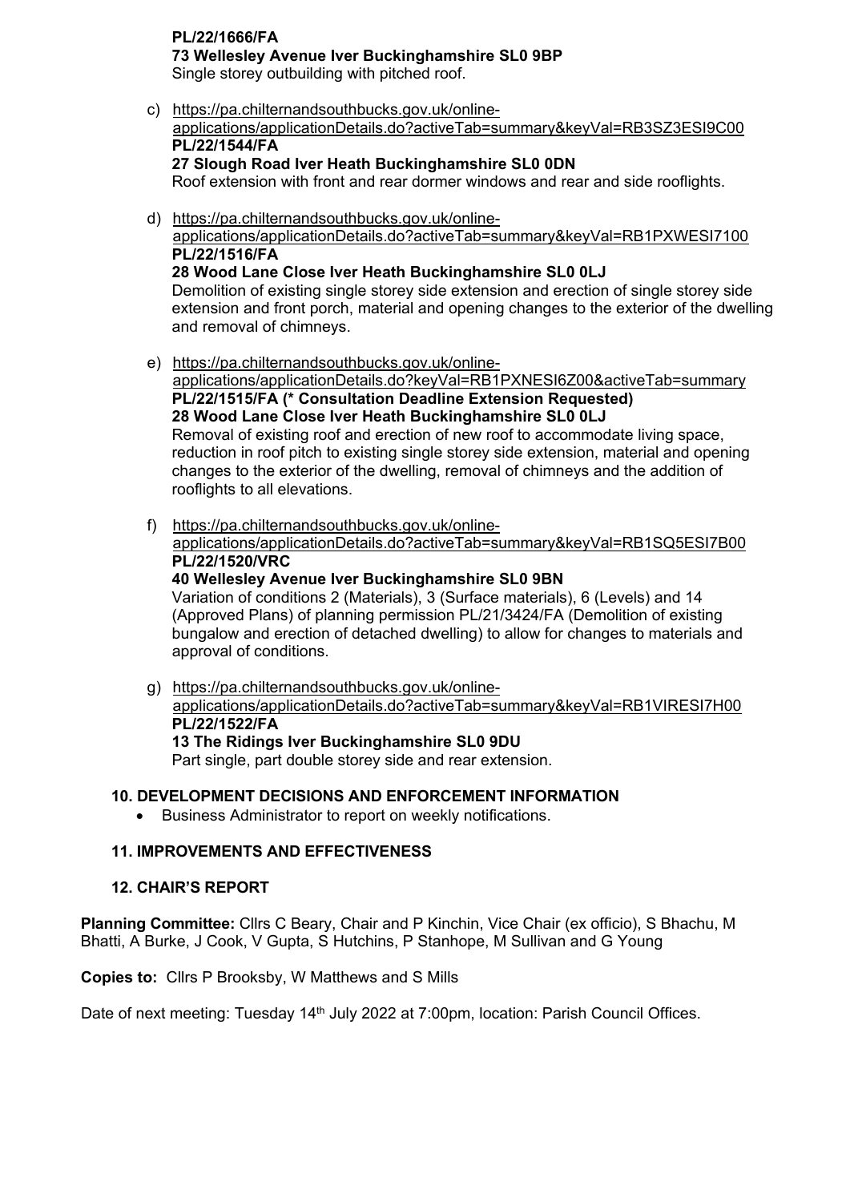**PL/22/1666/FA**
**73 Wellesley Avenue Iver Buckinghamshire SL0 9BP**
Single storey outbuilding with pitched roof.

c) https://pa.chilternandsouthbucks.gov.uk/online-applications/applicationDetails.do?activeTab=summary&keyVal=RB3SZ3ESI9C00
**PL/22/1544/FA**
**27 Slough Road Iver Heath Buckinghamshire SL0 0DN**
Roof extension with front and rear dormer windows and rear and side rooflights.

d) https://pa.chilternandsouthbucks.gov.uk/online-applications/applicationDetails.do?activeTab=summary&keyVal=RB1PXWESI7100
**PL/22/1516/FA**
**28 Wood Lane Close Iver Heath Buckinghamshire SL0 0LJ**
Demolition of existing single storey side extension and erection of single storey side extension and front porch, material and opening changes to the exterior of the dwelling and removal of chimneys.

e) https://pa.chilternandsouthbucks.gov.uk/online-applications/applicationDetails.do?keyVal=RB1PXNESI6Z00&activeTab=summary
**PL/22/1515/FA (* Consultation Deadline Extension Requested)**
**28 Wood Lane Close Iver Heath Buckinghamshire SL0 0LJ**
Removal of existing roof and erection of new roof to accommodate living space, reduction in roof pitch to existing single storey side extension, material and opening changes to the exterior of the dwelling, removal of chimneys and the addition of rooflights to all elevations.

f) https://pa.chilternandsouthbucks.gov.uk/online-applications/applicationDetails.do?activeTab=summary&keyVal=RB1SQ5ESI7B00
**PL/22/1520/VRC**
**40 Wellesley Avenue Iver Buckinghamshire SL0 9BN**
Variation of conditions 2 (Materials), 3 (Surface materials), 6 (Levels) and 14 (Approved Plans) of planning permission PL/21/3424/FA (Demolition of existing bungalow and erection of detached dwelling) to allow for changes to materials and approval of conditions.

g) https://pa.chilternandsouthbucks.gov.uk/online-applications/applicationDetails.do?activeTab=summary&keyVal=RB1VIRESI7H00
**PL/22/1522/FA**
**13 The Ridings Iver Buckinghamshire SL0 9DU**
Part single, part double storey side and rear extension.

## 10. DEVELOPMENT DECISIONS AND ENFORCEMENT INFORMATION

- Business Administrator to report on weekly notifications.

## 11. IMPROVEMENTS AND EFFECTIVENESS

## 12. CHAIR'S REPORT

**Planning Committee:** Cllrs C Beary, Chair and P Kinchin, Vice Chair (ex officio), S Bhachu, M Bhatti, A Burke, J Cook, V Gupta, S Hutchins, P Stanhope, M Sullivan and G Young

**Copies to:** Cllrs P Brooksby, W Matthews and S Mills

Date of next meeting: Tuesday 14th July 2022 at 7:00pm, location: Parish Council Offices.